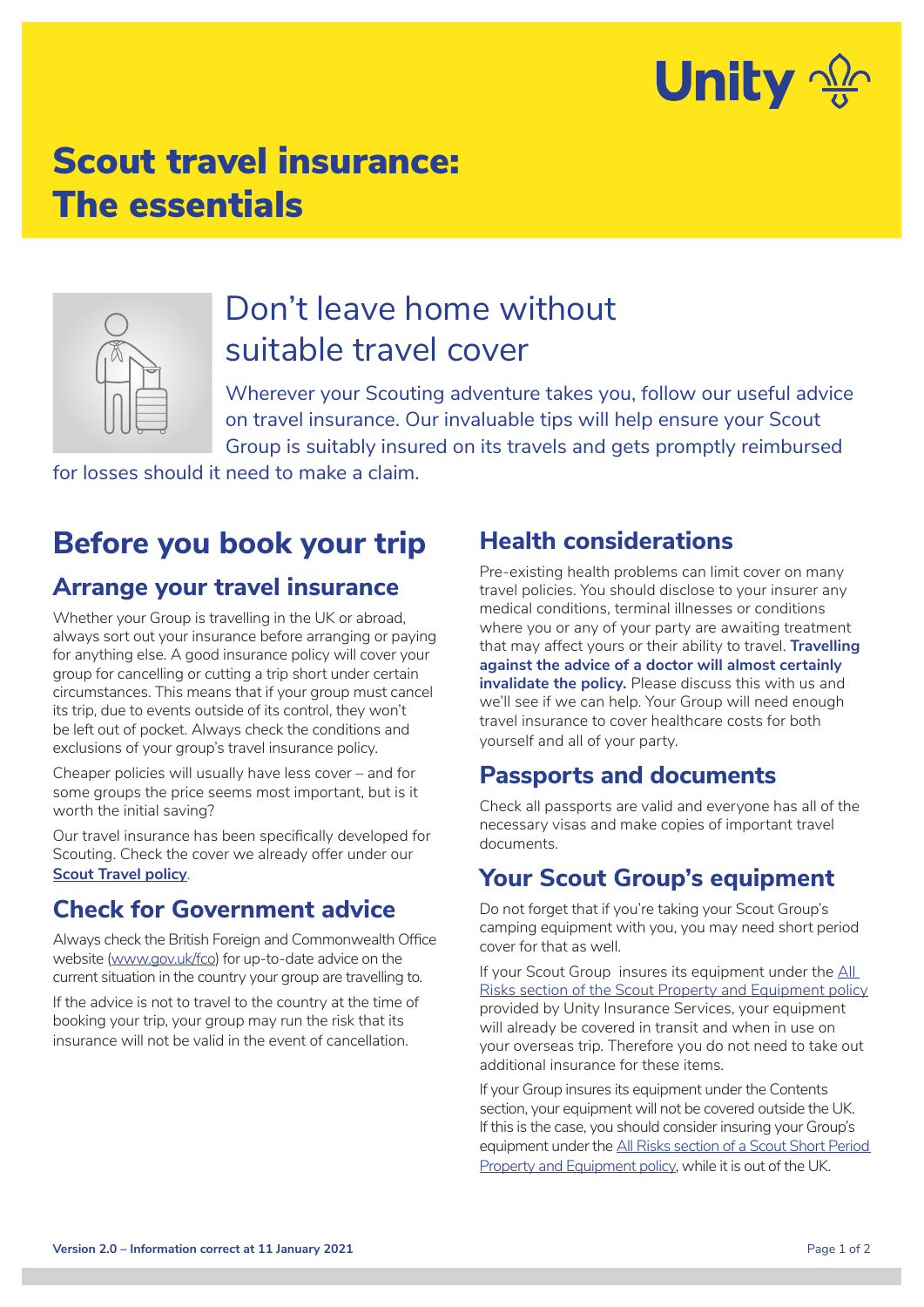# Scout travel insurance: The essentials

## Don't leave home without suitable travel cover

Wherever your Scouting adventure takes you, follow our useful advice on travel insurance. Our invaluable tips will help ensure your Scout Group is suitably insured on its travels and gets promptly reimbursed for losses should it need to make a claim.

## Before you book your trip

### Arrange your travel insurance

Whether your Group is travelling in the UK or abroad, always sort out your insurance before arranging or paying for anything else. A good insurance policy will cover your group for cancelling or cutting a trip short under certain circumstances. This means that if your group must cancel its trip, due to events outside of its control, they won't be left out of pocket. Always check the conditions and exclusions of your group's travel insurance policy.

Cheaper policies will usually have less cover – and for some groups the price seems most important, but is it worth the initial saving?

Our travel insurance has been specifically developed for Scouting. Check the cover we already offer under our **Scout Travel policy**.

### Check for Government advice

Always check the British Foreign and Commonwealth Office website (www.gov.uk/fco) for up-to-date advice on the current situation in the country your group are travelling to.

If the advice is not to travel to the country at the time of booking your trip, your group may run the risk that its insurance will not be valid in the event of cancellation.

### Health considerations

Pre-existing health problems can limit cover on many travel policies. You should disclose to your insurer any medical conditions, terminal illnesses or conditions where you or any of your party are awaiting treatment that may affect yours or their ability to travel. **Travelling against the advice of a doctor will almost certainly invalidate the policy.** Please discuss this with us and we'll see if we can help. Your Group will need enough travel insurance to cover healthcare costs for both yourself and all of your party.

### Passports and documents

Check all passports are valid and everyone has all of the necessary visas and make copies of important travel documents.

### Your Scout Group's equipment

Do not forget that if you're taking your Scout Group's camping equipment with you, you may need short period cover for that as well.

If your Scout Group insures its equipment under the All Risks section of the Scout Property and Equipment policy provided by Unity Insurance Services, your equipment will already be covered in transit and when in use on your overseas trip. Therefore you do not need to take out additional insurance for these items.

If your Group insures its equipment under the Contents section, your equipment will not be covered outside the UK. If this is the case, you should consider insuring your Group's equipment under the All Risks section of a Scout Short Period Property and Equipment policy, while it is out of the UK.

**Version 2.0 – Information correct at 11 January 2021**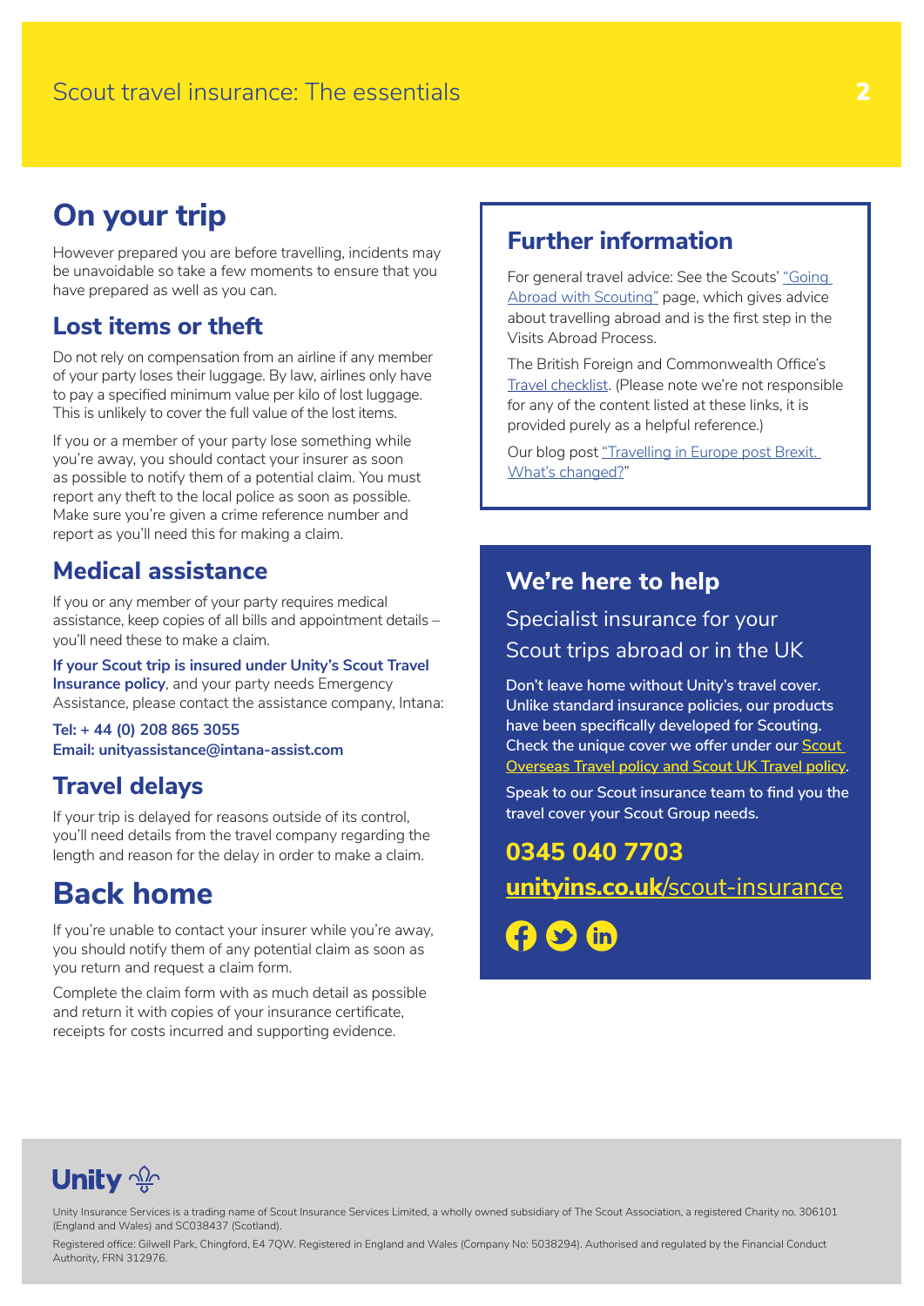## On your trip

However prepared you are before travelling, incidents may be unavoidable so take a few moments to ensure that you have prepared as well as you can.

### Lost items or theft

Do not rely on compensation from an airline if any member of your party loses their luggage. By law, airlines only have to pay a specified minimum value per kilo of lost luggage. This is unlikely to cover the full value of the lost items.

If you or a member of your party lose something while you're away, you should contact your insurer as soon as possible to notify them of a potential claim. You must report any theft to the local police as soon as possible. Make sure you're given a crime reference number and report as you'll need this for making a claim.

### Medical assistance

If you or any member of your party requires medical assistance, keep copies of all bills and appointment details – you'll need these to make a claim.

**If your Scout trip is insured under Unity's Scout Travel Insurance policy**, and your party needs Emergency Assistance, please contact the assistance company, Intana:

**Tel: + 44 (0) 208 865 3055**
**Email: unityassistance@intana-assist.com**

### Travel delays

If your trip is delayed for reasons outside of its control, you'll need details from the travel company regarding the length and reason for the delay in order to make a claim.

## Back home

If you're unable to contact your insurer while you're away, you should notify them of any potential claim as soon as you return and request a claim form.

Complete the claim form with as much detail as possible and return it with copies of your insurance certificate, receipts for costs incurred and supporting evidence.

### Further information

For general travel advice: See the Scouts' "Going Abroad with Scouting" page, which gives advice about travelling abroad and is the first step in the Visits Abroad Process.

The British Foreign and Commonwealth Office's Travel checklist. (Please note we're not responsible for any of the content listed at these links, it is provided purely as a helpful reference.)

Our blog post "Travelling in Europe post Brexit. What's changed?"

### We're here to help

Specialist insurance for your Scout trips abroad or in the UK

**Don't leave home without Unity's travel cover. Unlike standard insurance policies, our products have been specifically developed for Scouting. Check the unique cover we offer under our Scout Overseas Travel policy and Scout UK Travel policy.**

**Speak to our Scout insurance team to find you the travel cover your Scout Group needs.**

**0345 040 7703**

**unityins.co.uk**/scout-insurance

Unity

Unity Insurance Services is a trading name of Scout Insurance Services Limited, a wholly owned subsidiary of The Scout Association, a registered Charity no. 306101 (England and Wales) and SC038437 (Scotland).

Registered office: Gilwell Park, Chingford, E4 7QW. Registered in England and Wales (Company No: 5038294). Authorised and regulated by the Financial Conduct Authority, FRN 312976.